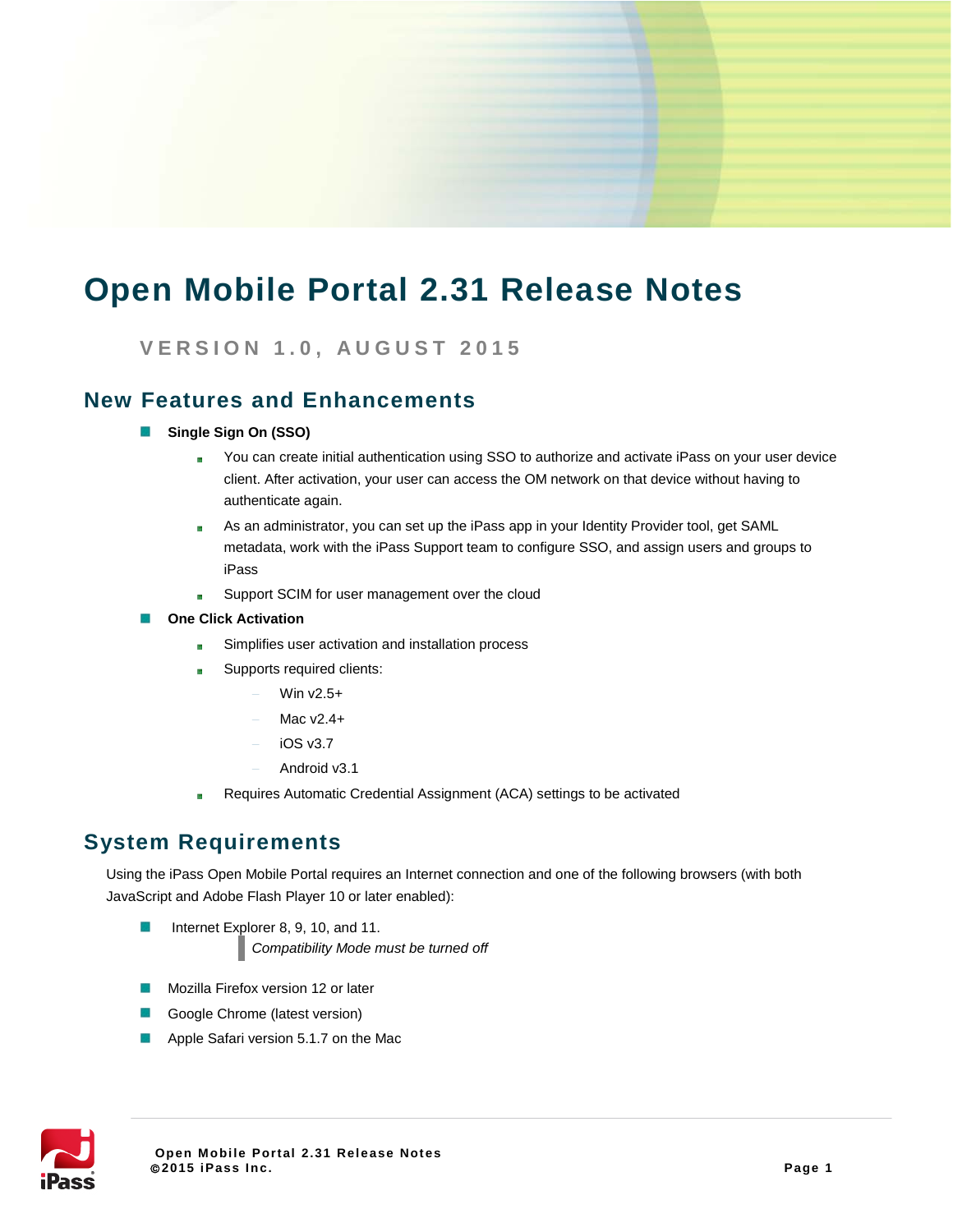# Open Mobile Portal 2.31 Release Notes

VERSION 1.0, AUGUST 2015

## New Features and Enhancements

- **Single Sign On (SSO)**
  - You can create initial authentication using SSO to authorize and activate iPass on your user device client. After activation, your user can access the OM network on that device without having to authenticate again.
  - As an administrator, you can set up the iPass app in your Identity Provider tool, get SAML metadata, work with the iPass Support team to configure SSO, and assign users and groups to iPass
  - Support SCIM for user management over the cloud
- **One Click Activation**
  - Simplifies user activation and installation process
  - Supports required clients:
    - Win v2.5+
    - Mac v2.4+
    - iOS v3.7
    - Android v3.1
  - Requires Automatic Credential Assignment (ACA) settings to be activated

## System Requirements

Using the iPass Open Mobile Portal requires an Internet connection and one of the following browsers (with both JavaScript and Adobe Flash Player 10 or later enabled):

- Internet Explorer 8, 9, 10, and 11.

  > *Compatibility Mode must be turned off*

- Mozilla Firefox version 12 or later
- Google Chrome (latest version)
- Apple Safari version 5.1.7 on the Mac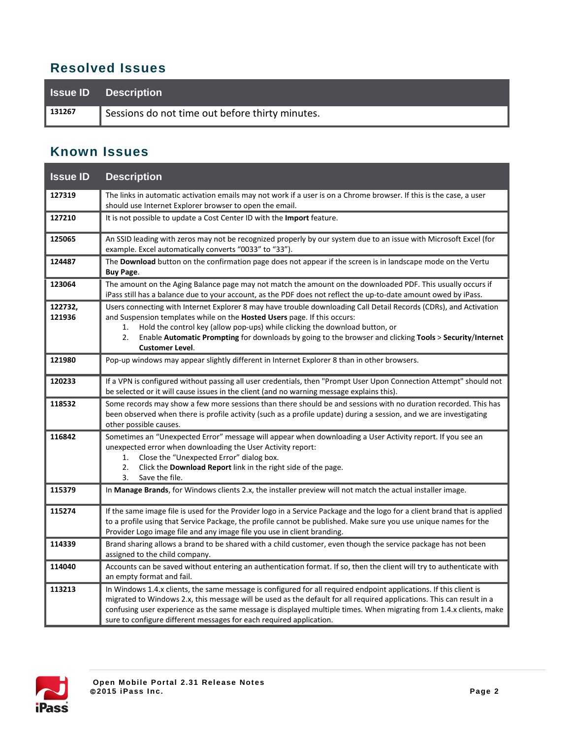## Resolved Issues

| Issue ID | Description |
|---|---|
| 131267 | Sessions do not time out before thirty minutes. |

## Known Issues

| Issue ID | Description |
|---|---|
| 127319 | The links in automatic activation emails may not work if a user is on a Chrome browser. If this is the case, a user should use Internet Explorer browser to open the email. |
| 127210 | It is not possible to update a Cost Center ID with the **Import** feature. |
| 125065 | An SSID leading with zeros may not be recognized properly by our system due to an issue with Microsoft Excel (for example. Excel automatically converts “0033” to “33”). |
| 124487 | The **Download** button on the confirmation page does not appear if the screen is in landscape mode on the Vertu **Buy Page**. |
| 123064 | The amount on the Aging Balance page may not match the amount on the downloaded PDF. This usually occurs if iPass still has a balance due to your account, as the PDF does not reflect the up-to-date amount owed by iPass. |
| 122732, 121936 | Users connecting with Internet Explorer 8 may have trouble downloading Call Detail Records (CDRs), and Activation and Suspension templates while on the **Hosted Users** page. If this occurs:<br>1. Hold the control key (allow pop-ups) while clicking the download button, or<br>2. Enable **Automatic Prompting** for downloads by going to the browser and clicking **Tools** > **Security**/**Internet Customer Level**. |
| 121980 | Pop-up windows may appear slightly different in Internet Explorer 8 than in other browsers. |
| 120233 | If a VPN is configured without passing all user credentials, then "Prompt User Upon Connection Attempt" should not be selected or it will cause issues in the client (and no warning message explains this). |
| 118532 | Some records may show a few more sessions than there should be and sessions with no duration recorded. This has been observed when there is profile activity (such as a profile update) during a session, and we are investigating other possible causes. |
| 116842 | Sometimes an “Unexpected Error” message will appear when downloading a User Activity report. If you see an unexpected error when downloading the User Activity report:<br>1. Close the “Unexpected Error” dialog box.<br>2. Click the **Download Report** link in the right side of the page.<br>3. Save the file. |
| 115379 | In **Manage Brands**, for Windows clients 2.x, the installer preview will not match the actual installer image. |
| 115274 | If the same image file is used for the Provider logo in a Service Package and the logo for a client brand that is applied to a profile using that Service Package, the profile cannot be published. Make sure you use unique names for the Provider Logo image file and any image file you use in client branding. |
| 114339 | Brand sharing allows a brand to be shared with a child customer, even though the service package has not been assigned to the child company. |
| 114040 | Accounts can be saved without entering an authentication format. If so, then the client will try to authenticate with an empty format and fail. |
| 113213 | In Windows 1.4.x clients, the same message is configured for all required endpoint applications. If this client is migrated to Windows 2.x, this message will be used as the default for all required applications. This can result in a confusing user experience as the same message is displayed multiple times. When migrating from 1.4.x clients, make sure to configure different messages for each required application. |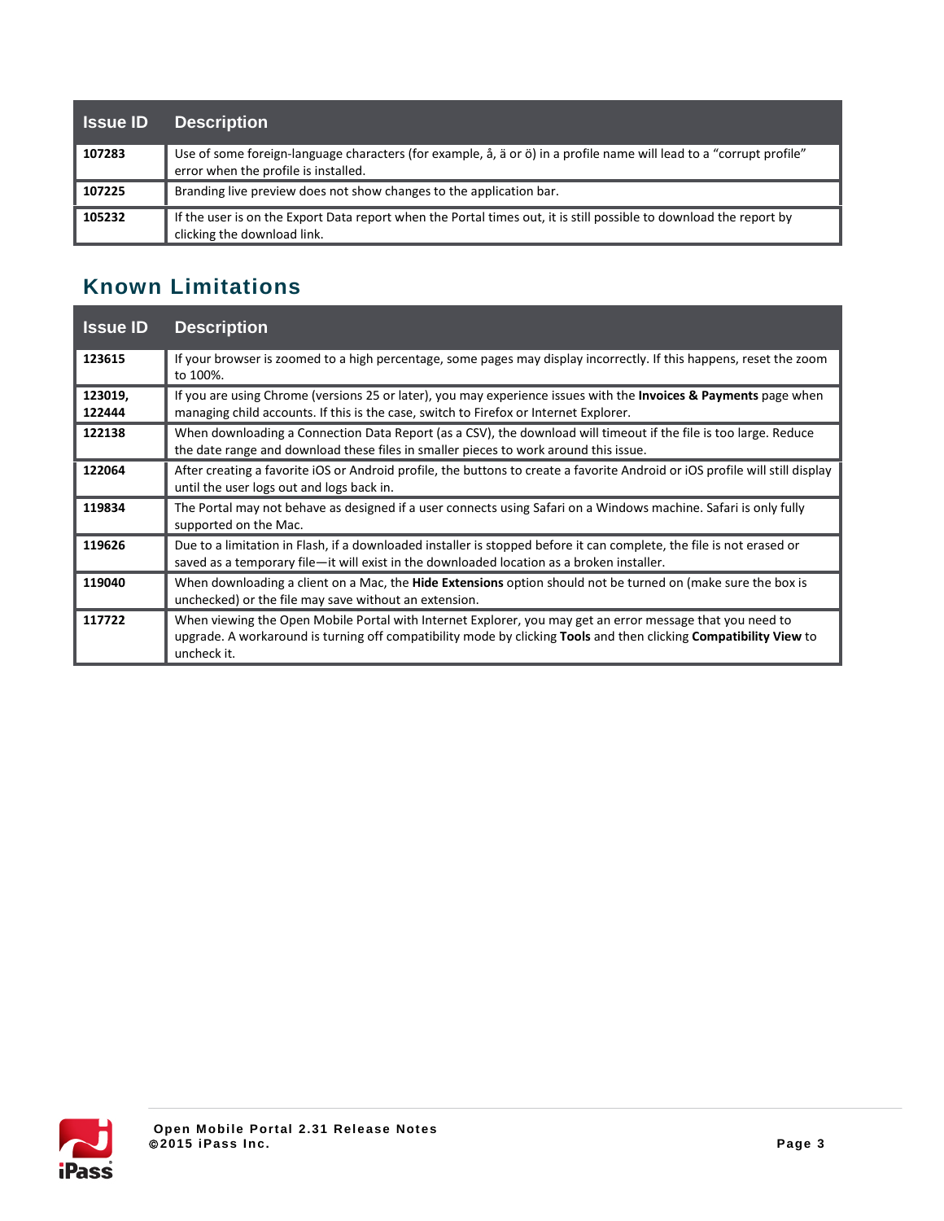| Issue ID | Description |
|---|---|
| **107283** | Use of some foreign-language characters (for example, å, ä or ö) in a profile name will lead to a “corrupt profile” error when the profile is installed. |
| **107225** | Branding live preview does not show changes to the application bar. |
| **105232** | If the user is on the Export Data report when the Portal times out, it is still possible to download the report by clicking the download link. |

## Known Limitations

| Issue ID | Description |
|---|---|
| **123615** | If your browser is zoomed to a high percentage, some pages may display incorrectly. If this happens, reset the zoom to 100%. |
| **123019, 122444** | If you are using Chrome (versions 25 or later), you may experience issues with the **Invoices & Payments** page when managing child accounts. If this is the case, switch to Firefox or Internet Explorer. |
| **122138** | When downloading a Connection Data Report (as a CSV), the download will timeout if the file is too large. Reduce the date range and download these files in smaller pieces to work around this issue. |
| **122064** | After creating a favorite iOS or Android profile, the buttons to create a favorite Android or iOS profile will still display until the user logs out and logs back in. |
| **119834** | The Portal may not behave as designed if a user connects using Safari on a Windows machine. Safari is only fully supported on the Mac. |
| **119626** | Due to a limitation in Flash, if a downloaded installer is stopped before it can complete, the file is not erased or saved as a temporary file—it will exist in the downloaded location as a broken installer. |
| **119040** | When downloading a client on a Mac, the **Hide Extensions** option should not be turned on (make sure the box is unchecked) or the file may save without an extension. |
| **117722** | When viewing the Open Mobile Portal with Internet Explorer, you may get an error message that you need to upgrade. A workaround is turning off compatibility mode by clicking **Tools** and then clicking **Compatibility View** to uncheck it. |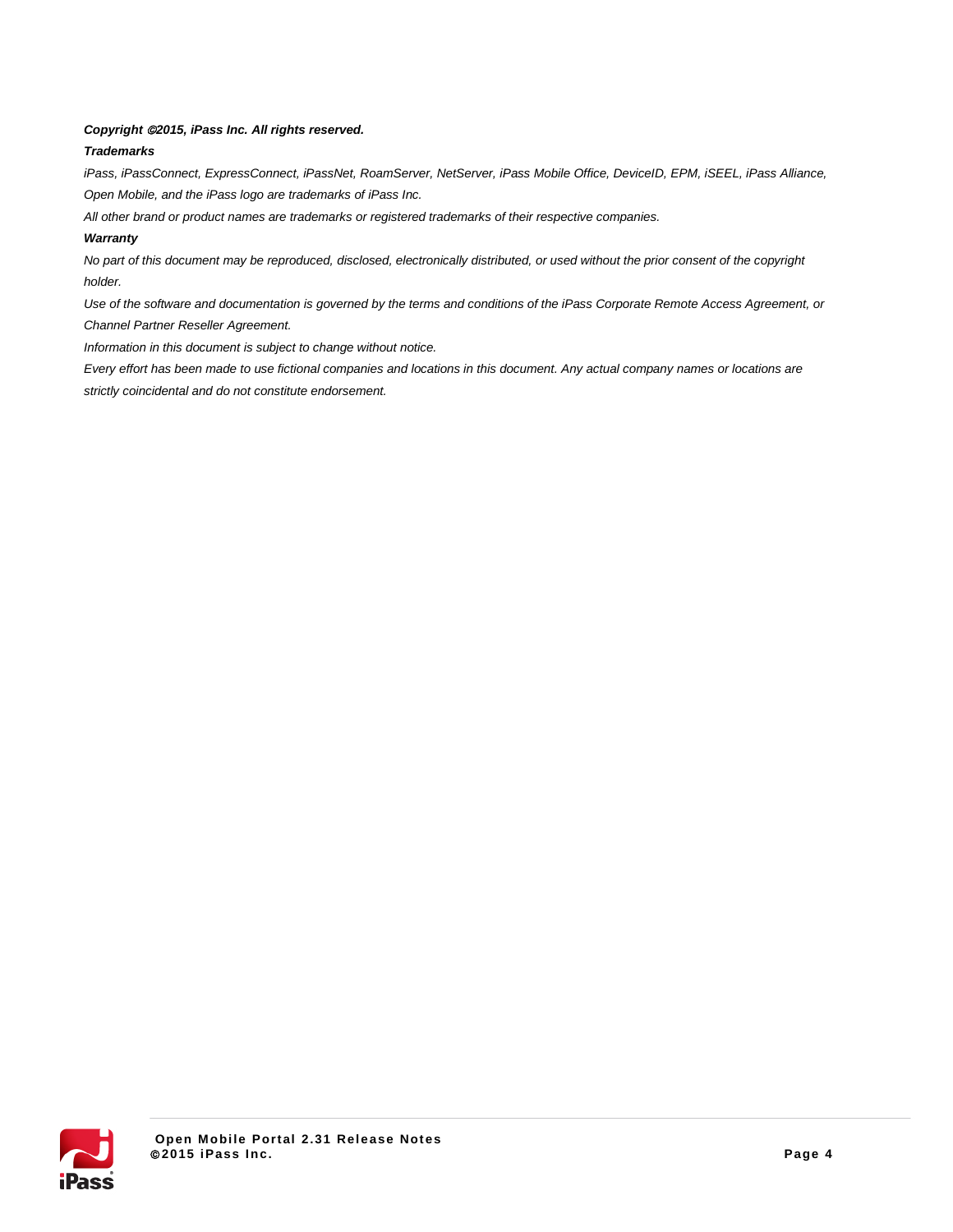***Copyright ©2015, iPass Inc. All rights reserved.***

***Trademarks***

*iPass, iPassConnect, ExpressConnect, iPassNet, RoamServer, NetServer, iPass Mobile Office, DeviceID, EPM, iSEEL, iPass Alliance, Open Mobile, and the iPass logo are trademarks of iPass Inc.*

*All other brand or product names are trademarks or registered trademarks of their respective companies.*

***Warranty***

*No part of this document may be reproduced, disclosed, electronically distributed, or used without the prior consent of the copyright holder.*

*Use of the software and documentation is governed by the terms and conditions of the iPass Corporate Remote Access Agreement, or Channel Partner Reseller Agreement.*

*Information in this document is subject to change without notice.*

*Every effort has been made to use fictional companies and locations in this document. Any actual company names or locations are strictly coincidental and do not constitute endorsement.*